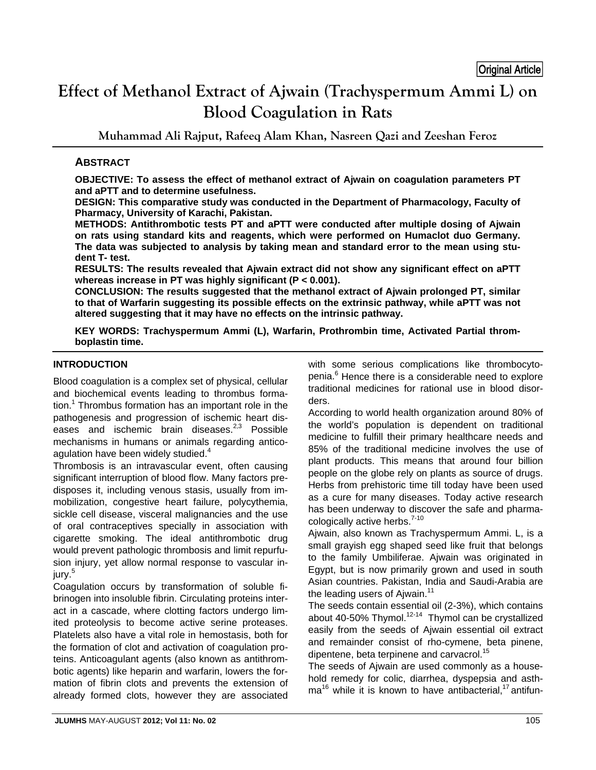Original Article

# Effect of Methanol Extract of Ajwain (Trachyspermum Ammi L) on Blood Coagulation in Rats

**Muhammad Ali Rajput, Rafeeq Alam Khan, Nasreen Qazi and Zeeshan Feroz**

## ABSTRACT

**OBJECTIVE: To assess the effect of methanol extract of Ajwain on coagulation parameters PT and aPTT and to determine usefulness.**

**DESIGN: This comparative study was conducted in the Department of Pharmacology, Faculty of Pharmacy, University of Karachi, Pakistan.**

**METHODS: Antithrombotic tests PT and aPTT were conducted after multiple dosing of Ajwain on rats using standard kits and reagents, which were performed on Humaclot duo Germany. The data was subjected to analysis by taking mean and standard error to the mean using student T- test.**

**RESULTS: The results revealed that Ajwain extract did not show any significant effect on aPTT whereas increase in PT was highly significant (P < 0.001).**

**CONCLUSION: The results suggested that the methanol extract of Ajwain prolonged PT, similar to that of Warfarin suggesting its possible effects on the extrinsic pathway, while aPTT was not altered suggesting that it may have no effects on the intrinsic pathway.**

**KEY WORDS: Trachyspermum Ammi (L), Warfarin, Prothrombin time, Activated Partial thromboplastin time.**

## INTRODUCTION

Blood coagulation is a complex set of physical, cellular and biochemical events leading to thrombus formation.[1] Thrombus formation has an important role in the pathogenesis and progression of ischemic heart diseases and ischemic brain diseases.[2,3] Possible mechanisms in humans or animals regarding anticoagulation have been widely studied.[4]

Thrombosis is an intravascular event, often causing significant interruption of blood flow. Many factors predisposes it, including venous stasis, usually from immobilization, congestive heart failure, polycythemia, sickle cell disease, visceral malignancies and the use of oral contraceptives specially in association with cigarette smoking. The ideal antithrombotic drug would prevent pathologic thrombosis and limit repurfusion injury, yet allow normal response to vascular injury.[5]

Coagulation occurs by transformation of soluble fibrinogen into insoluble fibrin. Circulating proteins interact in a cascade, where clotting factors undergo limited proteolysis to become active serine proteases. Platelets also have a vital role in hemostasis, both for the formation of clot and activation of coagulation proteins. Anticoagulant agents (also known as antithrombotic agents) like heparin and warfarin, lowers the formation of fibrin clots and prevents the extension of already formed clots, however they are associated with some serious complications like thrombocytopenia.[6] Hence there is a considerable need to explore traditional medicines for rational use in blood disorders.

According to world health organization around 80% of the world's population is dependent on traditional medicine to fulfill their primary healthcare needs and 85% of the traditional medicine involves the use of plant products. This means that around four billion people on the globe rely on plants as source of drugs. Herbs from prehistoric time till today have been used as a cure for many diseases. Today active research has been underway to discover the safe and pharmacologically active herbs.[7-10]

Ajwain, also known as Trachyspermum Ammi. L, is a small grayish egg shaped seed like fruit that belongs to the family Umbiliferae. Ajwain was originated in Egypt, but is now primarily grown and used in south Asian countries. Pakistan, India and Saudi-Arabia are the leading users of Ajwain.[11]

The seeds contain essential oil (2-3%), which contains about 40-50% Thymol.[12-14] Thymol can be crystallized easily from the seeds of Ajwain essential oil extract and remainder consist of rho-cymene, beta pinene, dipentene, beta terpinene and carvacrol.[15]

The seeds of Ajwain are used commonly as a household remedy for colic, diarrhea, dyspepsia and asthma[16] while it is known to have antibacterial,[17] antifun-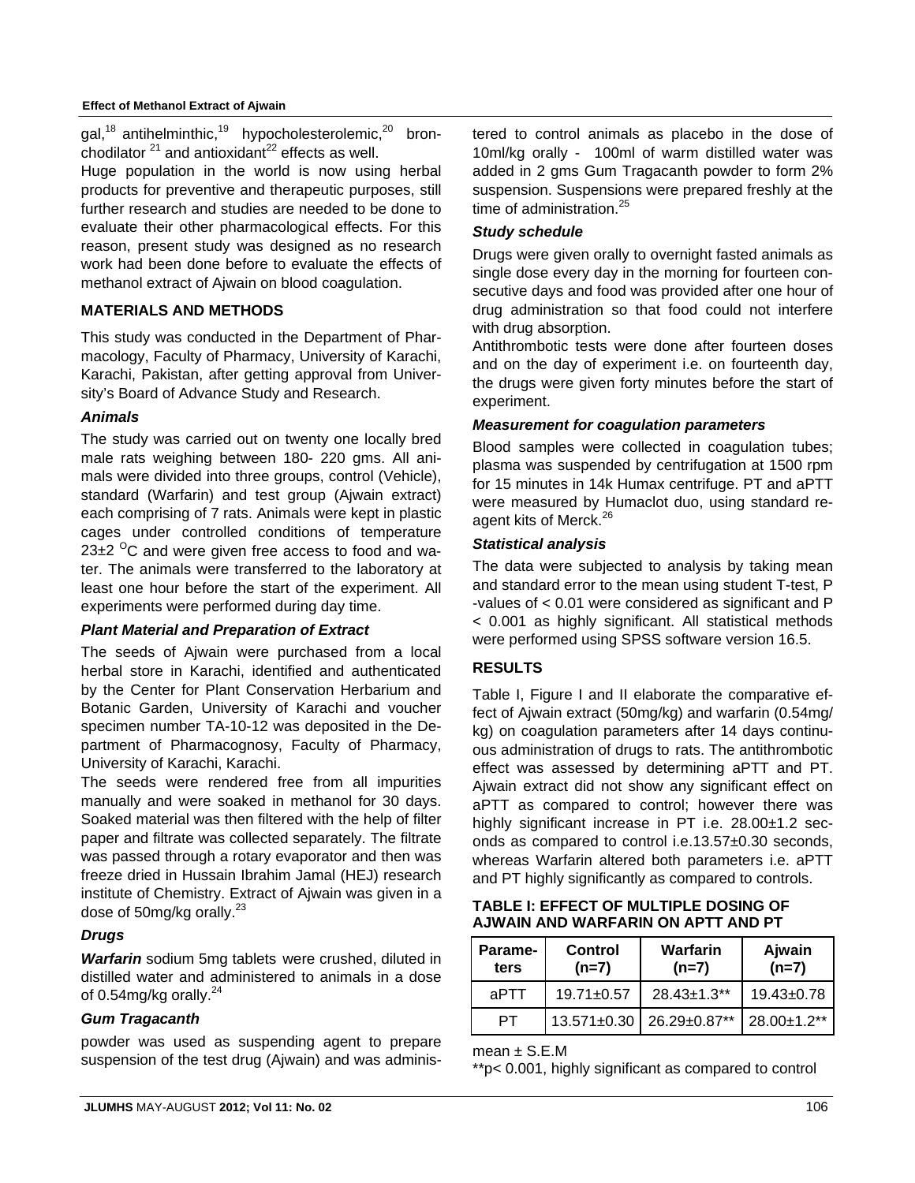gal,[18] antihelminthic,[19] hypocholesterolemic,[20] bronchodilator [21] and antioxidant[22] effects as well.

Huge population in the world is now using herbal products for preventive and therapeutic purposes, still further research and studies are needed to be done to evaluate their other pharmacological effects. For this reason, present study was designed as no research work had been done before to evaluate the effects of methanol extract of Ajwain on blood coagulation.

## MATERIALS AND METHODS

This study was conducted in the Department of Pharmacology, Faculty of Pharmacy, University of Karachi, Karachi, Pakistan, after getting approval from University's Board of Advance Study and Research.

### *Animals*

The study was carried out on twenty one locally bred male rats weighing between 180- 220 gms. All animals were divided into three groups, control (Vehicle), standard (Warfarin) and test group (Ajwain extract) each comprising of 7 rats. Animals were kept in plastic cages under controlled conditions of temperature 23±2 °C and were given free access to food and water. The animals were transferred to the laboratory at least one hour before the start of the experiment. All experiments were performed during day time.

### *Plant Material and Preparation of Extract*

The seeds of Ajwain were purchased from a local herbal store in Karachi, identified and authenticated by the Center for Plant Conservation Herbarium and Botanic Garden, University of Karachi and voucher specimen number TA-10-12 was deposited in the Department of Pharmacognosy, Faculty of Pharmacy, University of Karachi, Karachi.

The seeds were rendered free from all impurities manually and were soaked in methanol for 30 days. Soaked material was then filtered with the help of filter paper and filtrate was collected separately. The filtrate was passed through a rotary evaporator and then was freeze dried in Hussain Ibrahim Jamal (HEJ) research institute of Chemistry. Extract of Ajwain was given in a dose of 50mg/kg orally.[23]

### *Drugs*

***Warfarin*** sodium 5mg tablets were crushed, diluted in distilled water and administered to animals in a dose of 0.54mg/kg orally.[24]

### *Gum Tragacanth*

powder was used as suspending agent to prepare suspension of the test drug (Ajwain) and was administered to control animals as placebo in the dose of 10ml/kg orally - 100ml of warm distilled water was added in 2 gms Gum Tragacanth powder to form 2% suspension. Suspensions were prepared freshly at the time of administration.[25]

### *Study schedule*

Drugs were given orally to overnight fasted animals as single dose every day in the morning for fourteen consecutive days and food was provided after one hour of drug administration so that food could not interfere with drug absorption.

Antithrombotic tests were done after fourteen doses and on the day of experiment i.e. on fourteenth day, the drugs were given forty minutes before the start of experiment.

### *Measurement for coagulation parameters*

Blood samples were collected in coagulation tubes; plasma was suspended by centrifugation at 1500 rpm for 15 minutes in 14k Humax centrifuge. PT and aPTT were measured by Humaclot duo, using standard reagent kits of Merck.[26]

### *Statistical analysis*

The data were subjected to analysis by taking mean and standard error to the mean using student T-test, P -values of < 0.01 were considered as significant and P < 0.001 as highly significant. All statistical methods were performed using SPSS software version 16.5.

## RESULTS

Table I, Figure I and II elaborate the comparative effect of Ajwain extract (50mg/kg) and warfarin (0.54mg/kg) on coagulation parameters after 14 days continuous administration of drugs to rats. The antithrombotic effect was assessed by determining aPTT and PT. Ajwain extract did not show any significant effect on aPTT as compared to control; however there was highly significant increase in PT i.e. 28.00±1.2 seconds as compared to control i.e.13.57±0.30 seconds, whereas Warfarin altered both parameters i.e. aPTT and PT highly significantly as compared to controls.

**TABLE I: EFFECT OF MULTIPLE DOSING OF AJWAIN AND WARFARIN ON APTT AND PT**

| Parameters | Control (n=7) | Warfarin (n=7) | Ajwain (n=7) |
|---|---|---|---|
| aPTT | 19.71±0.57 | 28.43±1.3** | 19.43±0.78 |
| PT | 13.571±0.30 | 26.29±0.87** | 28.00±1.2** |

mean ± S.E.M

**p< 0.001, highly significant as compared to control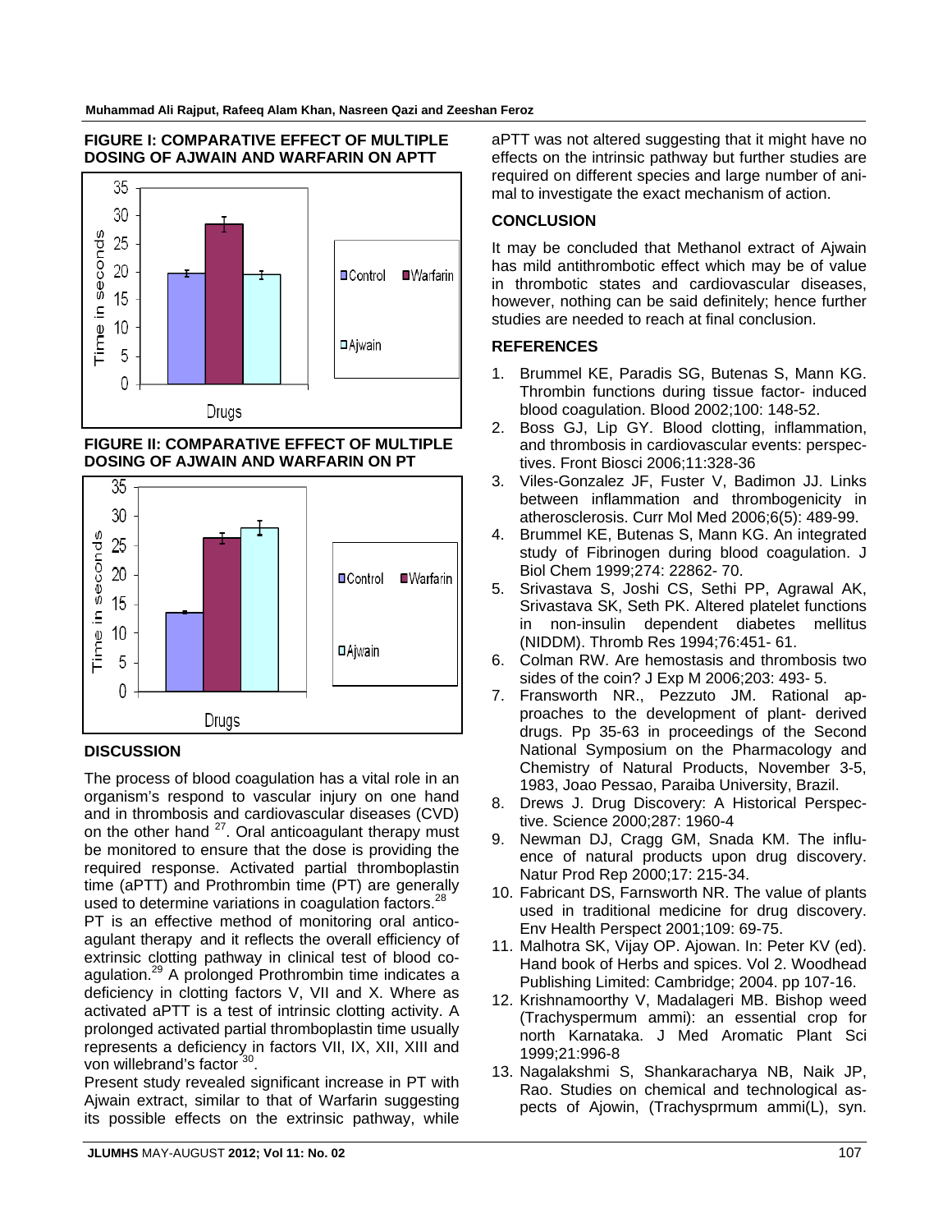**FIGURE I: COMPARATIVE EFFECT OF MULTIPLE DOSING OF AJWAIN AND WARFARIN ON APTT**

**FIGURE II: COMPARATIVE EFFECT OF MULTIPLE DOSING OF AJWAIN AND WARFARIN ON PT**

## DISCUSSION

The process of blood coagulation has a vital role in an organism's respond to vascular injury on one hand and in thrombosis and cardiovascular diseases (CVD) on the other hand [27]. Oral anticoagulant therapy must be monitored to ensure that the dose is providing the required response. Activated partial thromboplastin time (aPTT) and Prothrombin time (PT) are generally used to determine variations in coagulation factors.[28]

PT is an effective method of monitoring oral anticoagulant therapy and it reflects the overall efficiency of extrinsic clotting pathway in clinical test of blood coagulation.[29] A prolonged Prothrombin time indicates a deficiency in clotting factors V, VII and X. Where as activated aPTT is a test of intrinsic clotting activity. A prolonged activated partial thromboplastin time usually represents a deficiency in factors VII, IX, XII, XIII and von willebrand's factor [30].

Present study revealed significant increase in PT with Ajwain extract, similar to that of Warfarin suggesting its possible effects on the extrinsic pathway, while aPTT was not altered suggesting that it might have no effects on the intrinsic pathway but further studies are required on different species and large number of animal to investigate the exact mechanism of action.

## CONCLUSION

It may be concluded that Methanol extract of Ajwain has mild antithrombotic effect which may be of value in thrombotic states and cardiovascular diseases, however, nothing can be said definitely; hence further studies are needed to reach at final conclusion.

## REFERENCES

1. Brummel KE, Paradis SG, Butenas S, Mann KG. Thrombin functions during tissue factor- induced blood coagulation. Blood 2002;100: 148-52.
2. Boss GJ, Lip GY. Blood clotting, inflammation, and thrombosis in cardiovascular events: perspectives. Front Biosci 2006;11:328-36
3. Viles-Gonzalez JF, Fuster V, Badimon JJ. Links between inflammation and thrombogenicity in atherosclerosis. Curr Mol Med 2006;6(5): 489-99.
4. Brummel KE, Butenas S, Mann KG. An integrated study of Fibrinogen during blood coagulation. J Biol Chem 1999;274: 22862- 70.
5. Srivastava S, Joshi CS, Sethi PP, Agrawal AK, Srivastava SK, Seth PK. Altered platelet functions in non-insulin dependent diabetes mellitus (NIDDM). Thromb Res 1994;76:451- 61.
6. Colman RW. Are hemostasis and thrombosis two sides of the coin? J Exp M 2006;203: 493- 5.
7. Fransworth NR., Pezzuto JM. Rational approaches to the development of plant- derived drugs. Pp 35-63 in proceedings of the Second National Symposium on the Pharmacology and Chemistry of Natural Products, November 3-5, 1983, Joao Pessao, Paraiba University, Brazil.
8. Drews J. Drug Discovery: A Historical Perspective. Science 2000;287: 1960-4
9. Newman DJ, Cragg GM, Snada KM. The influence of natural products upon drug discovery. Natur Prod Rep 2000;17: 215-34.
10. Fabricant DS, Farnsworth NR. The value of plants used in traditional medicine for drug discovery. Env Health Perspect 2001;109: 69-75.
11. Malhotra SK, Vijay OP. Ajowan. In: Peter KV (ed). Hand book of Herbs and spices. Vol 2. Woodhead Publishing Limited: Cambridge; 2004. pp 107-16.
12. Krishnamoorthy V, Madalageri MB. Bishop weed (Trachyspermum ammi): an essential crop for north Karnataka. J Med Aromatic Plant Sci 1999;21:996-8
13. Nagalakshmi S, Shankaracharya NB, Naik JP, Rao. Studies on chemical and technological aspects of Ajowin, (Trachysprmum ammi(L), syn.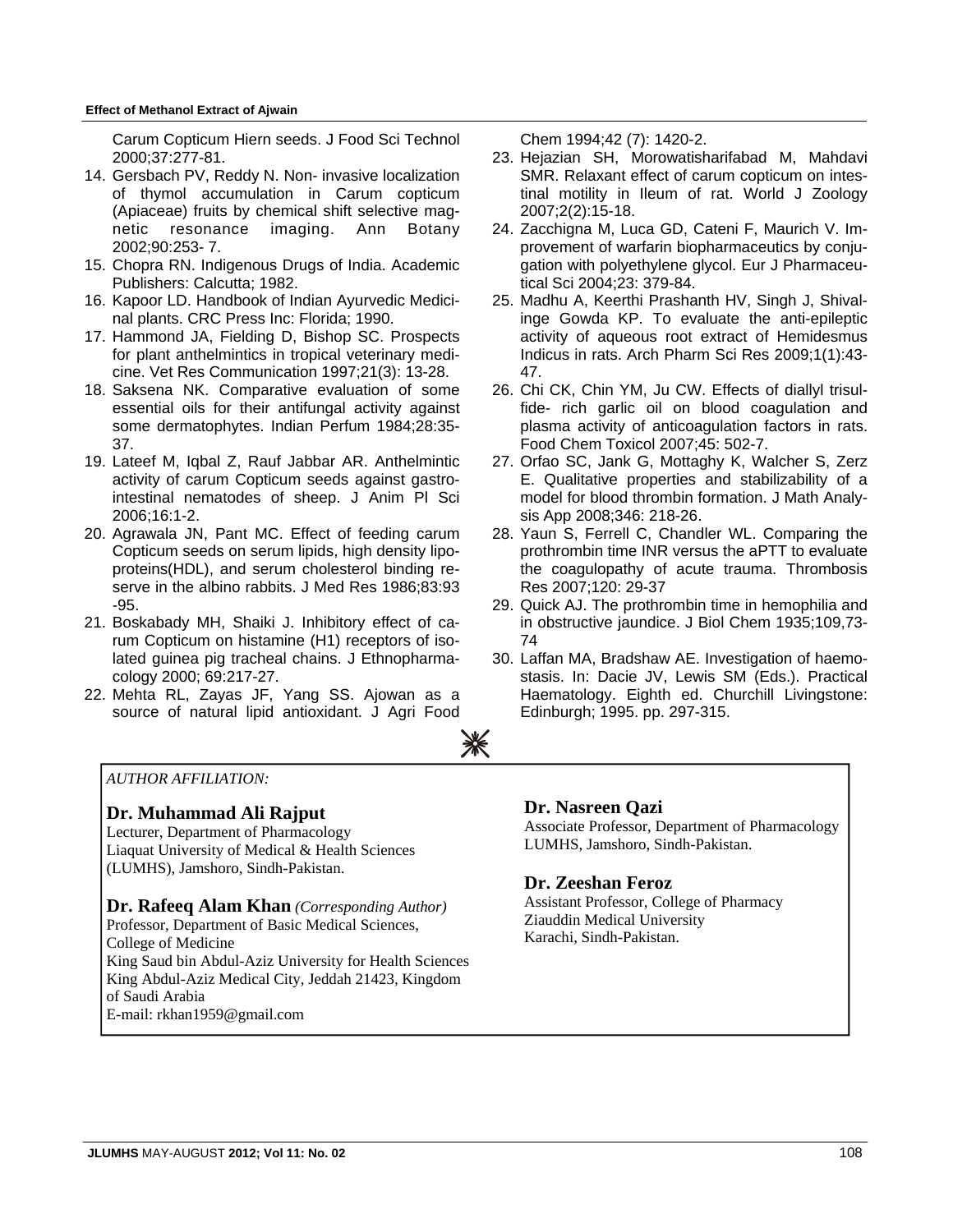Carum Copticum Hiern seeds. J Food Sci Technol 2000;37:277-81.

14. Gersbach PV, Reddy N. Non- invasive localization of thymol accumulation in Carum copticum (Apiaceae) fruits by chemical shift selective magnetic resonance imaging. Ann Botany 2002;90:253- 7.
15. Chopra RN. Indigenous Drugs of India. Academic Publishers: Calcutta; 1982.
16. Kapoor LD. Handbook of Indian Ayurvedic Medicinal plants. CRC Press Inc: Florida; 1990.
17. Hammond JA, Fielding D, Bishop SC. Prospects for plant anthelmintics in tropical veterinary medicine. Vet Res Communication 1997;21(3): 13-28.
18. Saksena NK. Comparative evaluation of some essential oils for their antifungal activity against some dermatophytes. Indian Perfum 1984;28:35-37.
19. Lateef M, Iqbal Z, Rauf Jabbar AR. Anthelmintic activity of carum Copticum seeds against gastrointestinal nematodes of sheep. J Anim Pl Sci 2006;16:1-2.
20. Agrawala JN, Pant MC. Effect of feeding carum Copticum seeds on serum lipids, high density lipoproteins(HDL), and serum cholesterol binding reserve in the albino rabbits. J Med Res 1986;83:93 -95.
21. Boskabady MH, Shaiki J. Inhibitory effect of carum Copticum on histamine (H1) receptors of isolated guinea pig tracheal chains. J Ethnopharmacology 2000; 69:217-27.
22. Mehta RL, Zayas JF, Yang SS. Ajowan as a source of natural lipid antioxidant. J Agri Food Chem 1994;42 (7): 1420-2.
23. Hejazian SH, Morowatisharifabad M, Mahdavi SMR. Relaxant effect of carum copticum on intestinal motility in Ileum of rat. World J Zoology 2007;2(2):15-18.
24. Zacchigna M, Luca GD, Cateni F, Maurich V. Improvement of warfarin biopharmaceutics by conjugation with polyethylene glycol. Eur J Pharmaceutical Sci 2004;23: 379-84.
25. Madhu A, Keerthi Prashanth HV, Singh J, Shivalinge Gowda KP. To evaluate the anti-epileptic activity of aqueous root extract of Hemidesmus Indicus in rats. Arch Pharm Sci Res 2009;1(1):43-47.
26. Chi CK, Chin YM, Ju CW. Effects of diallyl trisulfide- rich garlic oil on blood coagulation and plasma activity of anticoagulation factors in rats. Food Chem Toxicol 2007;45: 502-7.
27. Orfao SC, Jank G, Mottaghy K, Walcher S, Zerz E. Qualitative properties and stabilizability of a model for blood thrombin formation. J Math Analysis App 2008;346: 218-26.
28. Yaun S, Ferrell C, Chandler WL. Comparing the prothrombin time INR versus the aPTT to evaluate the coagulopathy of acute trauma. Thrombosis Res 2007;120: 29-37
29. Quick AJ. The prothrombin time in hemophilia and in obstructive jaundice. J Biol Chem 1935;109,73-74
30. Laffan MA, Bradshaw AE. Investigation of haemostasis. In: Dacie JV, Lewis SM (Eds.). Practical Haematology. Eighth ed. Churchill Livingstone: Edinburgh; 1995. pp. 297-315.

*AUTHOR AFFILIATION:*

**Dr. Muhammad Ali Rajput**
Lecturer, Department of Pharmacology
Liaquat University of Medical & Health Sciences
(LUMHS), Jamshoro, Sindh-Pakistan.

**Dr. Rafeeq Alam Khan** *(Corresponding Author)*
Professor, Department of Basic Medical Sciences,
College of Medicine
King Saud bin Abdul-Aziz University for Health Sciences
King Abdul-Aziz Medical City, Jeddah 21423, Kingdom of Saudi Arabia
E-mail: rkhan1959@gmail.com

**Dr. Nasreen Qazi**
Associate Professor, Department of Pharmacology
LUMHS, Jamshoro, Sindh-Pakistan.

**Dr. Zeeshan Feroz**
Assistant Professor, College of Pharmacy
Ziauddin Medical University
Karachi, Sindh-Pakistan.